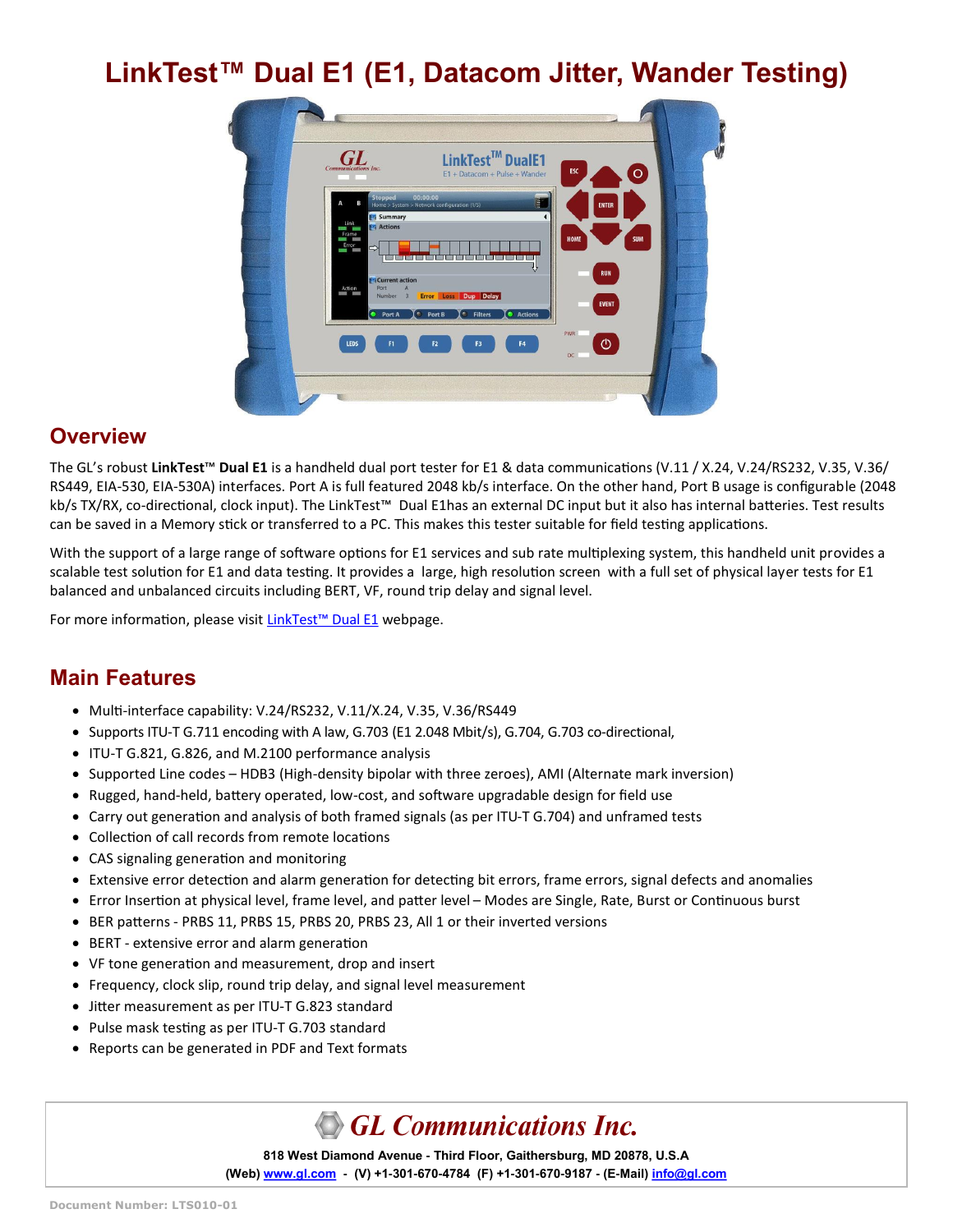# LinkTest™ Dual E1 (E1, Datacom Jitter, Wander Testing)

## Overview

The GL's robust **LinkTest™ Dual E1** is a handheld dual port tester for E1 & data communications (V.11 / X.24, V.24/RS232, V.35, V.36/ RS449, EIA-530, EIA-530A) interfaces. Port A is full featured 2048 kb/s interface. On the other hand, Port B usage is configurable (2048 kb/s TX/RX, co-directional, clock input). The LinkTest™ Dual E1has an external DC input but it also has internal batteries. Test results can be saved in a Memory stick or transferred to a PC. This makes this tester suitable for field testing applications.

With the support of a large range of software options for E1 services and sub rate multiplexing system, this handheld unit provides a scalable test solution for E1 and data testing. It provides a large, high resolution screen with a full set of physical layer tests for E1 balanced and unbalanced circuits including BERT, VF, round trip delay and signal level.

For more information, please visit LinkTest™ Dual E1 webpage.

## Main Features

- Multi-interface capability: V.24/RS232, V.11/X.24, V.35, V.36/RS449
- Supports ITU-T G.711 encoding with A law, G.703 (E1 2.048 Mbit/s), G.704, G.703 co-directional,
- ITU-T G.821, G.826, and M.2100 performance analysis
- Supported Line codes – HDB3 (High-density bipolar with three zeroes), AMI (Alternate mark inversion)
- Rugged, hand-held, battery operated, low-cost, and software upgradable design for field use
- Carry out generation and analysis of both framed signals (as per ITU-T G.704) and unframed tests
- Collection of call records from remote locations
- CAS signaling generation and monitoring
- Extensive error detection and alarm generation for detecting bit errors, frame errors, signal defects and anomalies
- Error Insertion at physical level, frame level, and patter level – Modes are Single, Rate, Burst or Continuous burst
- BER patterns - PRBS 11, PRBS 15, PRBS 20, PRBS 23, All 1 or their inverted versions
- BERT - extensive error and alarm generation
- VF tone generation and measurement, drop and insert
- Frequency, clock slip, round trip delay, and signal level measurement
- Jitter measurement as per ITU-T G.823 standard
- Pulse mask testing as per ITU-T G.703 standard
- Reports can be generated in PDF and Text formats

**GL Communications Inc.**

**818 West Diamond Avenue - Third Floor, Gaithersburg, MD 20878, U.S.A**

**(Web) www.gl.com - (V) +1-301-670-4784 (F) +1-301-670-9187 - (E-Mail) info@gl.com**

Document Number: LTS010-01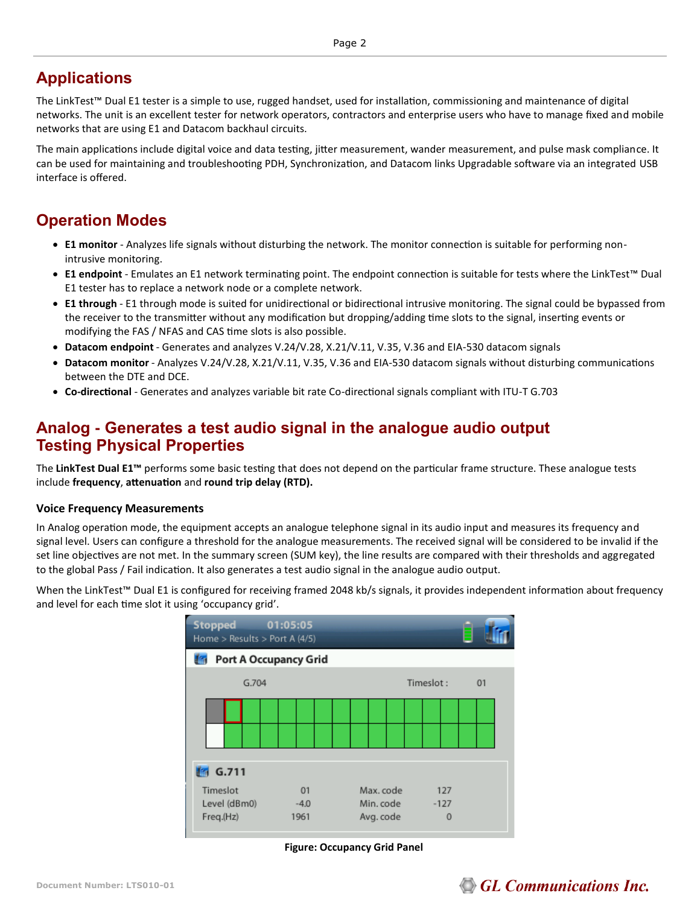## Applications

The LinkTest™ Dual E1 tester is a simple to use, rugged handset, used for installation, commissioning and maintenance of digital networks. The unit is an excellent tester for network operators, contractors and enterprise users who have to manage fixed and mobile networks that are using E1 and Datacom backhaul circuits.

The main applications include digital voice and data testing, jitter measurement, wander measurement, and pulse mask compliance. It can be used for maintaining and troubleshooting PDH, Synchronization, and Datacom links Upgradable software via an integrated USB interface is offered.

## Operation Modes

- **E1 monitor** - Analyzes life signals without disturbing the network. The monitor connection is suitable for performing non-intrusive monitoring.
- **E1 endpoint** - Emulates an E1 network terminating point. The endpoint connection is suitable for tests where the LinkTest™ Dual E1 tester has to replace a network node or a complete network.
- **E1 through** - E1 through mode is suited for unidirectional or bidirectional intrusive monitoring. The signal could be bypassed from the receiver to the transmitter without any modification but dropping/adding time slots to the signal, inserting events or modifying the FAS / NFAS and CAS time slots is also possible.
- **Datacom endpoint** - Generates and analyzes V.24/V.28, X.21/V.11, V.35, V.36 and EIA-530 datacom signals
- **Datacom monitor** - Analyzes V.24/V.28, X.21/V.11, V.35, V.36 and EIA-530 datacom signals without disturbing communications between the DTE and DCE.
- **Co-directional** - Generates and analyzes variable bit rate Co-directional signals compliant with ITU-T G.703

## Analog - Generates a test audio signal in the analogue audio output Testing Physical Properties

The **LinkTest Dual E1™** performs some basic testing that does not depend on the particular frame structure. These analogue tests include **frequency**, **attenuation** and **round trip delay (RTD).**

### Voice Frequency Measurements

In Analog operation mode, the equipment accepts an analogue telephone signal in its audio input and measures its frequency and signal level. Users can configure a threshold for the analogue measurements. The received signal will be considered to be invalid if the set line objectives are not met. In the summary screen (SUM key), the line results are compared with their thresholds and aggregated to the global Pass / Fail indication. It also generates a test audio signal in the analogue audio output.

When the LinkTest™ Dual E1 is configured for receiving framed 2048 kb/s signals, it provides independent information about frequency and level for each time slot it using 'occupancy grid'.

**Figure: Occupancy Grid Panel**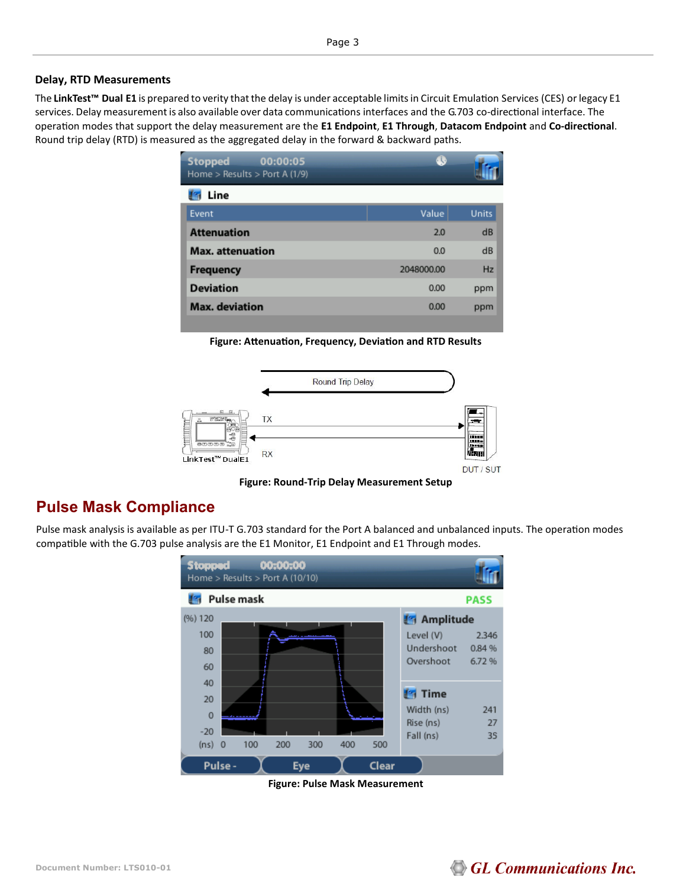### Delay, RTD Measurements

The **LinkTest™ Dual E1** is prepared to verity that the delay is under acceptable limits in Circuit Emulation Services (CES) or legacy E1 services. Delay measurement is also available over data communications interfaces and the G.703 co-directional interface. The operation modes that support the delay measurement are the **E1 Endpoint**, **E1 Through**, **Datacom Endpoint** and **Co-directional**. Round trip delay (RTD) is measured as the aggregated delay in the forward & backward paths.

**Figure: Attenuation, Frequency, Deviation and RTD Results**

**Figure: Round-Trip Delay Measurement Setup**

## Pulse Mask Compliance

Pulse mask analysis is available as per ITU-T G.703 standard for the Port A balanced and unbalanced inputs. The operation modes compatible with the G.703 pulse analysis are the E1 Monitor, E1 Endpoint and E1 Through modes.

**Figure: Pulse Mask Measurement**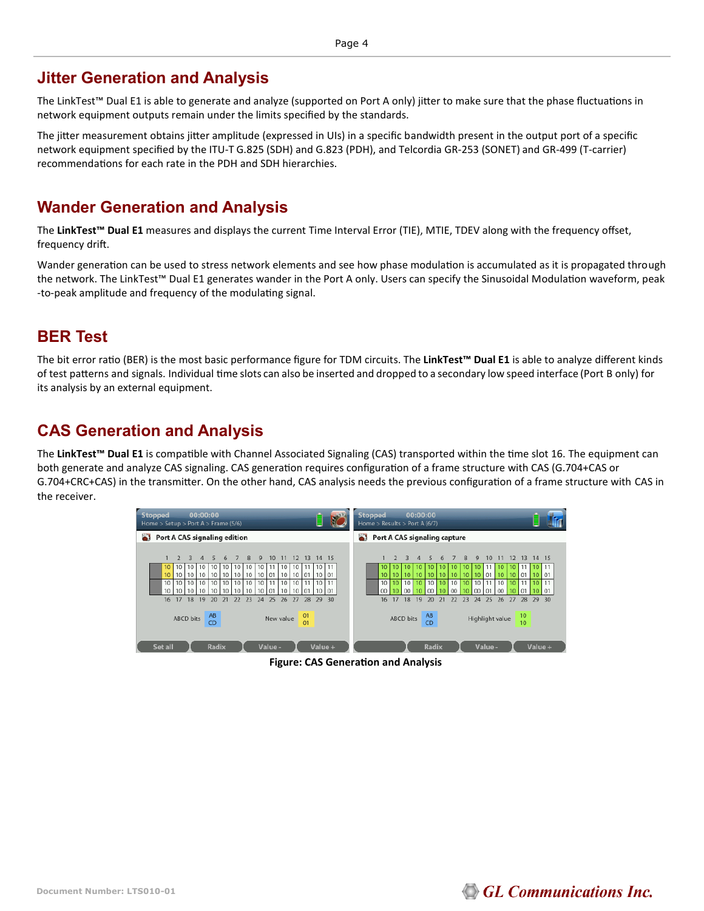## Jitter Generation and Analysis

The LinkTest™ Dual E1 is able to generate and analyze (supported on Port A only) jitter to make sure that the phase fluctuations in network equipment outputs remain under the limits specified by the standards.

The jitter measurement obtains jitter amplitude (expressed in UIs) in a specific bandwidth present in the output port of a specific network equipment specified by the ITU-T G.825 (SDH) and G.823 (PDH), and Telcordia GR-253 (SONET) and GR-499 (T-carrier) recommendations for each rate in the PDH and SDH hierarchies.

## Wander Generation and Analysis

The **LinkTest™ Dual E1** measures and displays the current Time Interval Error (TIE), MTIE, TDEV along with the frequency offset, frequency drift.

Wander generation can be used to stress network elements and see how phase modulation is accumulated as it is propagated through the network. The LinkTest™ Dual E1 generates wander in the Port A only. Users can specify the Sinusoidal Modulation waveform, peak -to-peak amplitude and frequency of the modulating signal.

## BER Test

The bit error ratio (BER) is the most basic performance figure for TDM circuits. The **LinkTest™ Dual E1** is able to analyze different kinds of test patterns and signals. Individual time slots can also be inserted and dropped to a secondary low speed interface (Port B only) for its analysis by an external equipment.

## CAS Generation and Analysis

The **LinkTest™ Dual E1** is compatible with Channel Associated Signaling (CAS) transported within the time slot 16. The equipment can both generate and analyze CAS signaling. CAS generation requires configuration of a frame structure with CAS (G.704+CAS or G.704+CRC+CAS) in the transmitter. On the other hand, CAS analysis needs the previous configuration of a frame structure with CAS in the receiver.

**Figure: CAS Generation and Analysis**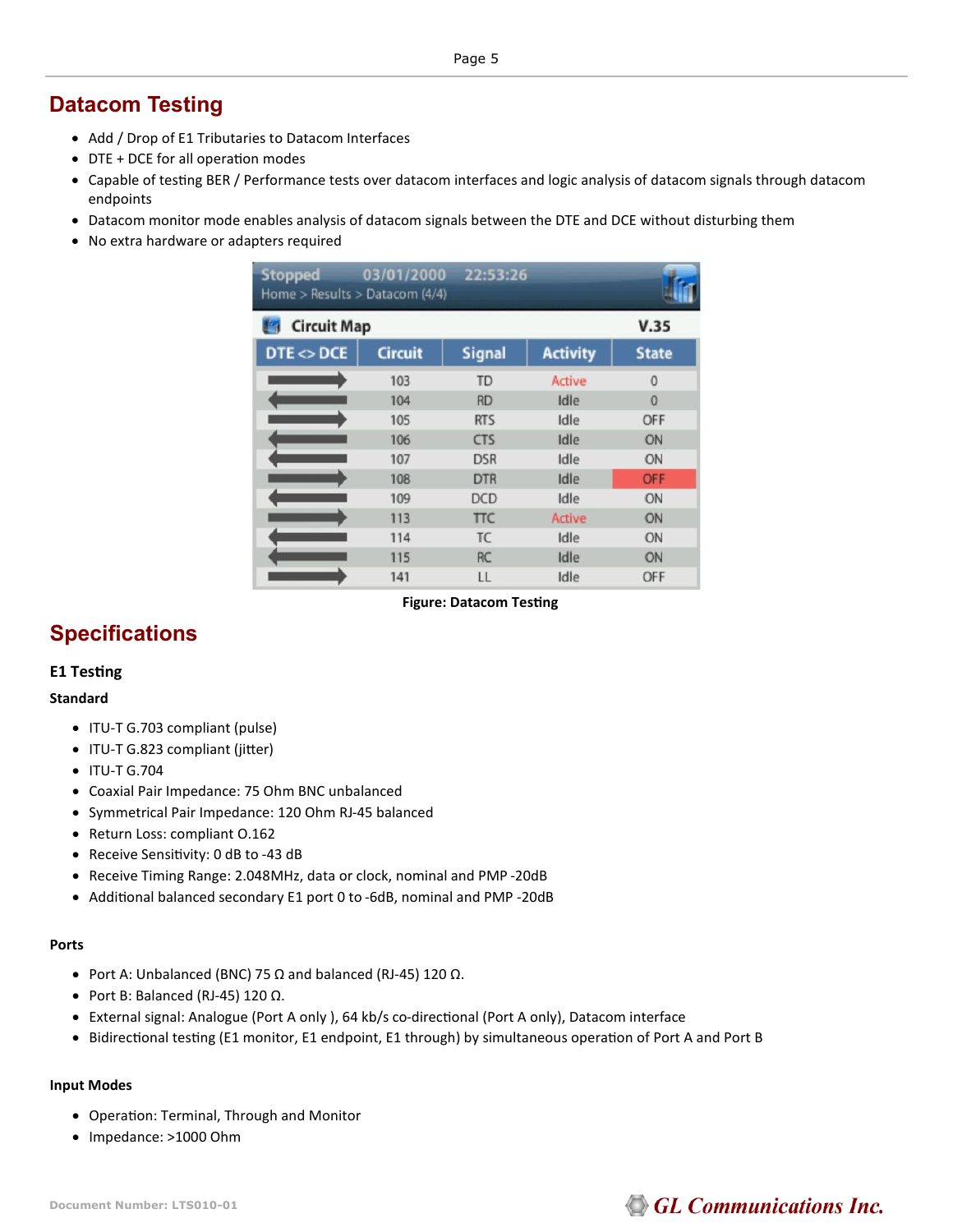## Datacom Testing

- Add / Drop of E1 Tributaries to Datacom Interfaces
- DTE + DCE for all operation modes
- Capable of testing BER / Performance tests over datacom interfaces and logic analysis of datacom signals through datacom endpoints
- Datacom monitor mode enables analysis of datacom signals between the DTE and DCE without disturbing them
- No extra hardware or adapters required

Stopped 03/01/2000 22:53:26
Home > Results > Datacom (4/4)

Circuit Map V.35

| DTE <> DCE | Circuit | Signal | Activity | State |
|---|---|---|---|---|
| → | 103 | TD | Active | 0 |
| ← | 104 | RD | Idle | 0 |
| → | 105 | RTS | Idle | OFF |
| ← | 106 | CTS | Idle | ON |
| ← | 107 | DSR | Idle | ON |
| → | 108 | DTR | Idle | OFF |
| ← | 109 | DCD | Idle | ON |
| → | 113 | TTC | Active | ON |
| ← | 114 | TC | Idle | ON |
| ← | 115 | RC | Idle | ON |
| → | 141 | LL | Idle | OFF |

**Figure: Datacom Testing**

## Specifications

### E1 Testing

**Standard**

- ITU-T G.703 compliant (pulse)
- ITU-T G.823 compliant (jitter)
- ITU-T G.704
- Coaxial Pair Impedance: 75 Ohm BNC unbalanced
- Symmetrical Pair Impedance: 120 Ohm RJ-45 balanced
- Return Loss: compliant O.162
- Receive Sensitivity: 0 dB to -43 dB
- Receive Timing Range: 2.048MHz, data or clock, nominal and PMP -20dB
- Additional balanced secondary E1 port 0 to -6dB, nominal and PMP -20dB

**Ports**

- Port A: Unbalanced (BNC) 75 Ω and balanced (RJ-45) 120 Ω.
- Port B: Balanced (RJ-45) 120 Ω.
- External signal: Analogue (Port A only ), 64 kb/s co-directional (Port A only), Datacom interface
- Bidirectional testing (E1 monitor, E1 endpoint, E1 through) by simultaneous operation of Port A and Port B

**Input Modes**

- Operation: Terminal, Through and Monitor
- Impedance: >1000 Ohm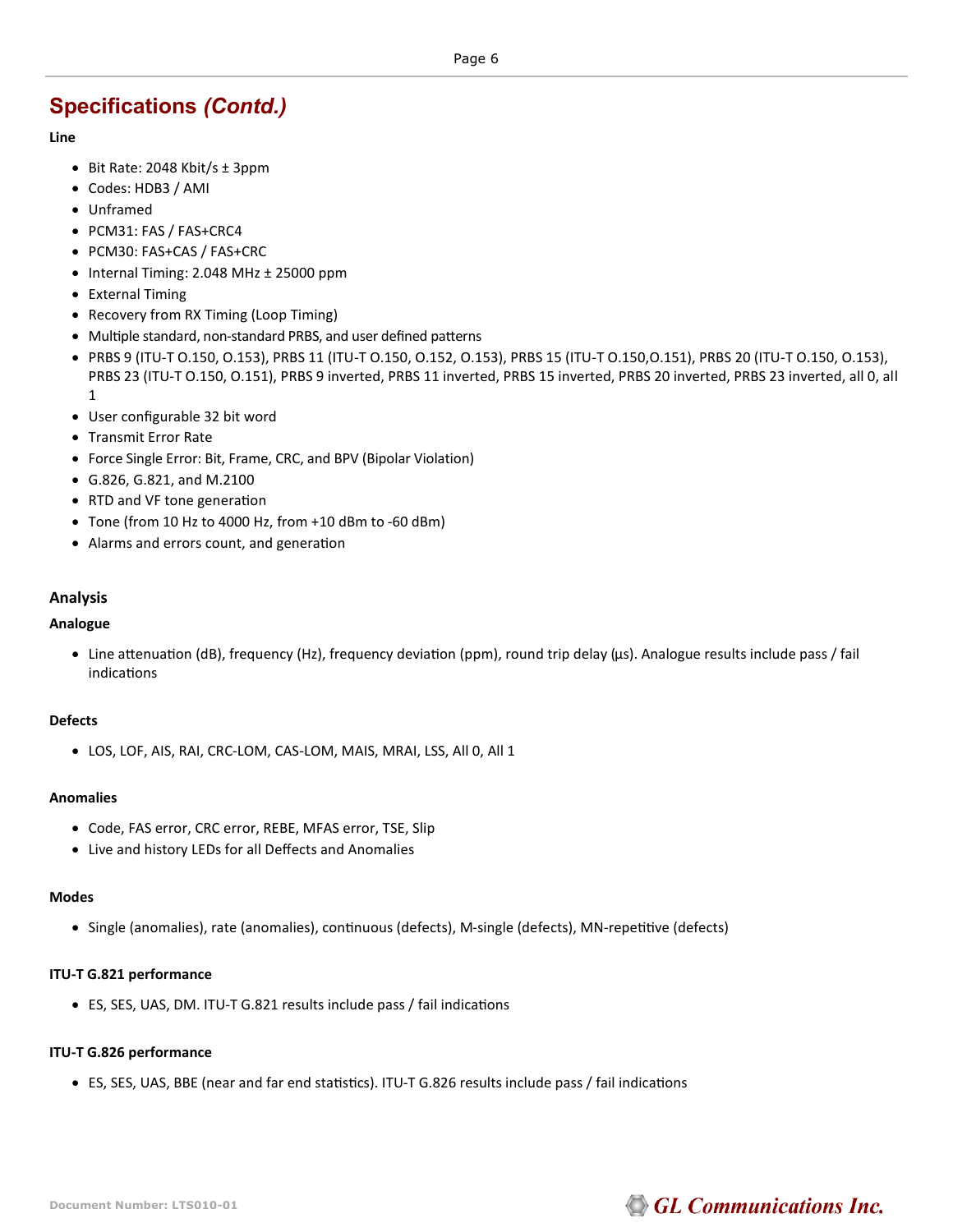## Specifications *(Contd.)*

**Line**

- Bit Rate: 2048 Kbit/s ± 3ppm
- Codes: HDB3 / AMI
- Unframed
- PCM31: FAS / FAS+CRC4
- PCM30: FAS+CAS / FAS+CRC
- Internal Timing: 2.048 MHz ± 25000 ppm
- External Timing
- Recovery from RX Timing (Loop Timing)
- Multiple standard, non-standard PRBS, and user defined patterns
- PRBS 9 (ITU-T O.150, O.153), PRBS 11 (ITU-T O.150, O.152, O.153), PRBS 15 (ITU-T O.150,O.151), PRBS 20 (ITU-T O.150, O.153), PRBS 23 (ITU-T O.150, O.151), PRBS 9 inverted, PRBS 11 inverted, PRBS 15 inverted, PRBS 20 inverted, PRBS 23 inverted, all 0, all 1
- User configurable 32 bit word
- Transmit Error Rate
- Force Single Error: Bit, Frame, CRC, and BPV (Bipolar Violation)
- G.826, G.821, and M.2100
- RTD and VF tone generation
- Tone (from 10 Hz to 4000 Hz, from +10 dBm to -60 dBm)
- Alarms and errors count, and generation

### Analysis

**Analogue**

- Line attenuation (dB), frequency (Hz), frequency deviation (ppm), round trip delay (µs). Analogue results include pass / fail indications

**Defects**

- LOS, LOF, AIS, RAI, CRC-LOM, CAS-LOM, MAIS, MRAI, LSS, All 0, All 1

**Anomalies**

- Code, FAS error, CRC error, REBE, MFAS error, TSE, Slip
- Live and history LEDs for all Deffects and Anomalies

**Modes**

- Single (anomalies), rate (anomalies), continuous (defects), M-single (defects), MN-repetitive (defects)

**ITU-T G.821 performance**

- ES, SES, UAS, DM. ITU-T G.821 results include pass / fail indications

**ITU-T G.826 performance**

- ES, SES, UAS, BBE (near and far end statistics). ITU-T G.826 results include pass / fail indications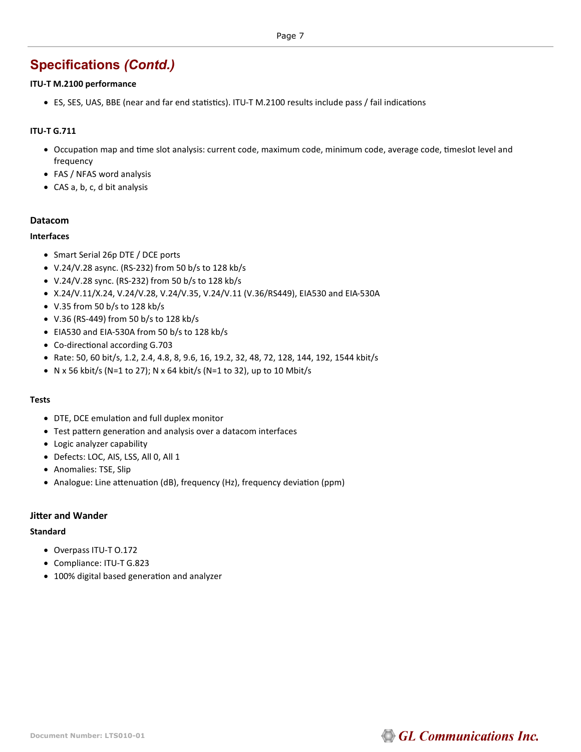## Specifications *(Contd.)*

**ITU-T M.2100 performance**

- ES, SES, UAS, BBE (near and far end statistics). ITU-T M.2100 results include pass / fail indications

**ITU-T G.711**

- Occupation map and time slot analysis: current code, maximum code, minimum code, average code, timeslot level and frequency
- FAS / NFAS word analysis
- CAS a, b, c, d bit analysis

### Datacom

**Interfaces**

- Smart Serial 26p DTE / DCE ports
- V.24/V.28 async. (RS-232) from 50 b/s to 128 kb/s
- V.24/V.28 sync. (RS-232) from 50 b/s to 128 kb/s
- X.24/V.11/X.24, V.24/V.28, V.24/V.35, V.24/V.11 (V.36/RS449), EIA530 and EIA-530A
- V.35 from 50 b/s to 128 kb/s
- V.36 (RS-449) from 50 b/s to 128 kb/s
- EIA530 and EIA-530A from 50 b/s to 128 kb/s
- Co-directional according G.703
- Rate: 50, 60 bit/s, 1.2, 2.4, 4.8, 8, 9.6, 16, 19.2, 32, 48, 72, 128, 144, 192, 1544 kbit/s
- N x 56 kbit/s (N=1 to 27); N x 64 kbit/s (N=1 to 32), up to 10 Mbit/s

**Tests**

- DTE, DCE emulation and full duplex monitor
- Test pattern generation and analysis over a datacom interfaces
- Logic analyzer capability
- Defects: LOC, AIS, LSS, All 0, All 1
- Anomalies: TSE, Slip
- Analogue: Line attenuation (dB), frequency (Hz), frequency deviation (ppm)

### Jitter and Wander

**Standard**

- Overpass ITU-T O.172
- Compliance: ITU-T G.823
- 100% digital based generation and analyzer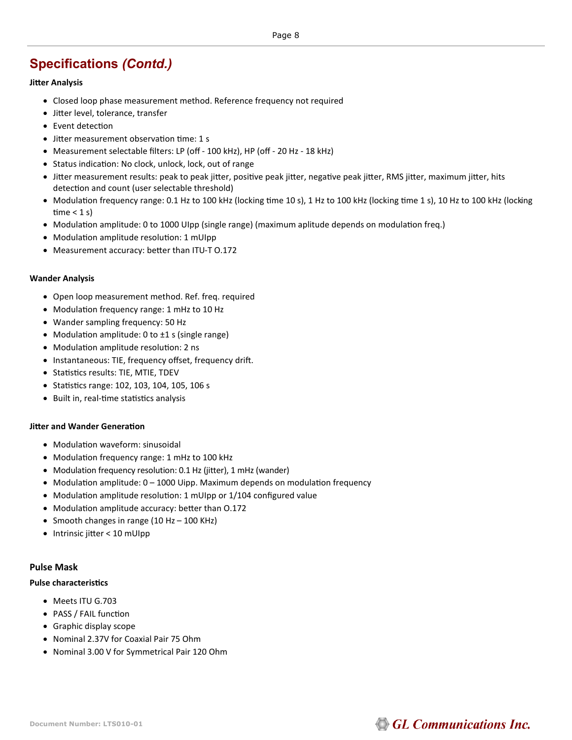## Specifications *(Contd.)*

**Jitter Analysis**

- Closed loop phase measurement method. Reference frequency not required
- Jitter level, tolerance, transfer
- Event detection
- Jitter measurement observation time: 1 s
- Measurement selectable filters: LP (off - 100 kHz), HP (off - 20 Hz - 18 kHz)
- Status indication: No clock, unlock, lock, out of range
- Jitter measurement results: peak to peak jitter, positive peak jitter, negative peak jitter, RMS jitter, maximum jitter, hits detection and count (user selectable threshold)
- Modulation frequency range: 0.1 Hz to 100 kHz (locking time 10 s), 1 Hz to 100 kHz (locking time 1 s), 10 Hz to 100 kHz (locking time < 1 s)
- Modulation amplitude: 0 to 1000 UIpp (single range) (maximum aplitude depends on modulation freq.)
- Modulation amplitude resolution: 1 mUIpp
- Measurement accuracy: better than ITU-T O.172

**Wander Analysis**

- Open loop measurement method. Ref. freq. required
- Modulation frequency range: 1 mHz to 10 Hz
- Wander sampling frequency: 50 Hz
- Modulation amplitude: 0 to ±1 s (single range)
- Modulation amplitude resolution: 2 ns
- Instantaneous: TIE, frequency offset, frequency drift.
- Statistics results: TIE, MTIE, TDEV
- Statistics range: 102, 103, 104, 105, 106 s
- Built in, real-time statistics analysis

**Jitter and Wander Generation**

- Modulation waveform: sinusoidal
- Modulation frequency range: 1 mHz to 100 kHz
- Modulation frequency resolution: 0.1 Hz (jitter), 1 mHz (wander)
- Modulation amplitude: 0 – 1000 Uipp. Maximum depends on modulation frequency
- Modulation amplitude resolution: 1 mUIpp or 1/104 configured value
- Modulation amplitude accuracy: better than O.172
- Smooth changes in range (10 Hz – 100 KHz)
- Intrinsic jitter < 10 mUIpp

### Pulse Mask

**Pulse characteristics**

- Meets ITU G.703
- PASS / FAIL function
- Graphic display scope
- Nominal 2.37V for Coaxial Pair 75 Ohm
- Nominal 3.00 V for Symmetrical Pair 120 Ohm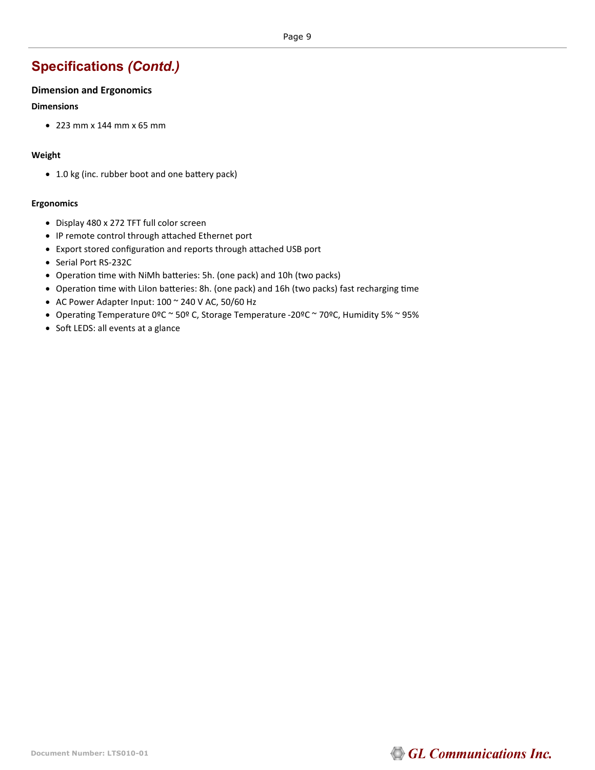## Specifications *(Contd.)*

### Dimension and Ergonomics

**Dimensions**

- 223 mm x 144 mm x 65 mm

**Weight**

- 1.0 kg (inc. rubber boot and one battery pack)

**Ergonomics**

- Display 480 x 272 TFT full color screen
- IP remote control through attached Ethernet port
- Export stored configuration and reports through attached USB port
- Serial Port RS-232C
- Operation time with NiMh batteries: 5h. (one pack) and 10h (two packs)
- Operation time with LiIon batteries: 8h. (one pack) and 16h (two packs) fast recharging time
- AC Power Adapter Input: 100 ~ 240 V AC, 50/60 Hz
- Operating Temperature 0ºC ~ 50º C, Storage Temperature -20ºC ~ 70ºC, Humidity 5% ~ 95%
- Soft LEDS: all events at a glance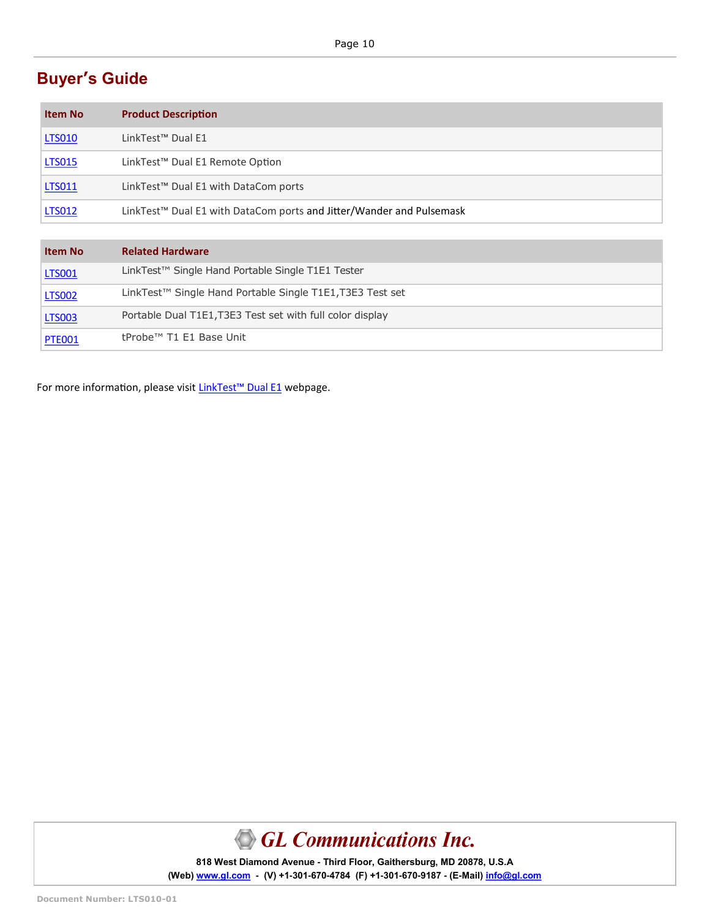## Buyer's Guide

| Item No | Product Description |
|---|---|
| LTS010 | LinkTest™ Dual E1 |
| LTS015 | LinkTest™ Dual E1 Remote Option |
| LTS011 | LinkTest™ Dual E1 with DataCom ports |
| LTS012 | LinkTest™ Dual E1 with DataCom ports and Jitter/Wander and Pulsemask |

| Item No | Related Hardware |
|---|---|
| LTS001 | LinkTest™ Single Hand Portable Single T1E1 Tester |
| LTS002 | LinkTest™ Single Hand Portable Single T1E1,T3E3 Test set |
| LTS003 | Portable Dual T1E1,T3E3 Test set with full color display |
| PTE001 | tProbe™ T1 E1 Base Unit |

For more information, please visit LinkTest™ Dual E1 webpage.

**GL Communications Inc.**

**818 West Diamond Avenue - Third Floor, Gaithersburg, MD 20878, U.S.A**

**(Web) www.gl.com - (V) +1-301-670-4784 (F) +1-301-670-9187 - (E-Mail) info@gl.com**

Document Number: LTS010-01